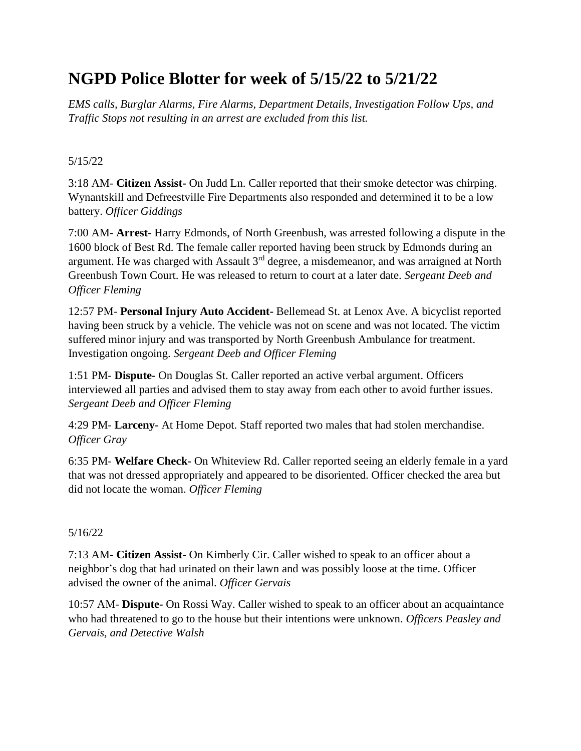# NGPD Police Blotter for week of 5/15/22 to 5/21/22

*EMS calls, Burglar Alarms, Fire Alarms, Department Details, Investigation Follow Ups, and Traffic Stops not resulting in an arrest are excluded from this list.*

5/15/22

3:18 AM- **Citizen Assist-** On Judd Ln. Caller reported that their smoke detector was chirping. Wynantskill and Defreestville Fire Departments also responded and determined it to be a low battery. *Officer Giddings*

7:00 AM- **Arrest-** Harry Edmonds, of North Greenbush, was arrested following a dispute in the 1600 block of Best Rd. The female caller reported having been struck by Edmonds during an argument. He was charged with Assault 3rd degree, a misdemeanor, and was arraigned at North Greenbush Town Court. He was released to return to court at a later date. *Sergeant Deeb and Officer Fleming*

12:57 PM- **Personal Injury Auto Accident-** Bellemead St. at Lenox Ave. A bicyclist reported having been struck by a vehicle. The vehicle was not on scene and was not located. The victim suffered minor injury and was transported by North Greenbush Ambulance for treatment. Investigation ongoing. *Sergeant Deeb and Officer Fleming*

1:51 PM- **Dispute-** On Douglas St. Caller reported an active verbal argument. Officers interviewed all parties and advised them to stay away from each other to avoid further issues. *Sergeant Deeb and Officer Fleming*

4:29 PM- **Larceny-** At Home Depot. Staff reported two males that had stolen merchandise. *Officer Gray*

6:35 PM- **Welfare Check-** On Whiteview Rd. Caller reported seeing an elderly female in a yard that was not dressed appropriately and appeared to be disoriented. Officer checked the area but did not locate the woman. *Officer Fleming*

5/16/22

7:13 AM- **Citizen Assist-** On Kimberly Cir. Caller wished to speak to an officer about a neighbor's dog that had urinated on their lawn and was possibly loose at the time. Officer advised the owner of the animal. *Officer Gervais*

10:57 AM- **Dispute-** On Rossi Way. Caller wished to speak to an officer about an acquaintance who had threatened to go to the house but their intentions were unknown. *Officers Peasley and Gervais, and Detective Walsh*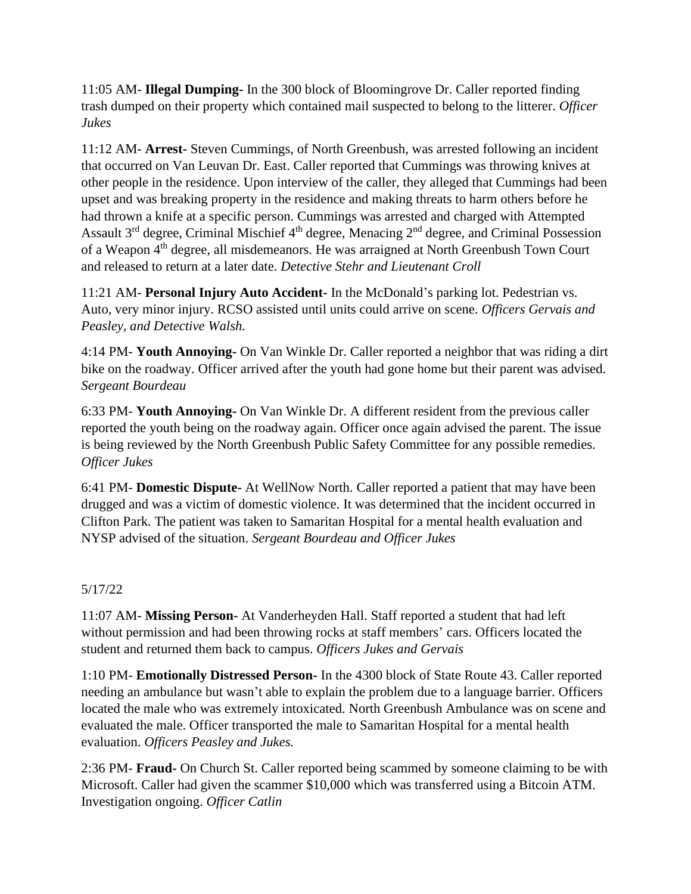11:05 AM- **Illegal Dumping-** In the 300 block of Bloomingrove Dr. Caller reported finding trash dumped on their property which contained mail suspected to belong to the litterer. *Officer Jukes*

11:12 AM- **Arrest-** Steven Cummings, of North Greenbush, was arrested following an incident that occurred on Van Leuvan Dr. East. Caller reported that Cummings was throwing knives at other people in the residence. Upon interview of the caller, they alleged that Cummings had been upset and was breaking property in the residence and making threats to harm others before he had thrown a knife at a specific person. Cummings was arrested and charged with Attempted Assault 3rd degree, Criminal Mischief 4th degree, Menacing 2nd degree, and Criminal Possession of a Weapon 4th degree, all misdemeanors. He was arraigned at North Greenbush Town Court and released to return at a later date. *Detective Stehr and Lieutenant Croll*

11:21 AM- **Personal Injury Auto Accident-** In the McDonald's parking lot. Pedestrian vs. Auto, very minor injury. RCSO assisted until units could arrive on scene. *Officers Gervais and Peasley, and Detective Walsh.*

4:14 PM- **Youth Annoying-** On Van Winkle Dr. Caller reported a neighbor that was riding a dirt bike on the roadway. Officer arrived after the youth had gone home but their parent was advised. *Sergeant Bourdeau*

6:33 PM- **Youth Annoying-** On Van Winkle Dr. A different resident from the previous caller reported the youth being on the roadway again. Officer once again advised the parent. The issue is being reviewed by the North Greenbush Public Safety Committee for any possible remedies. *Officer Jukes*

6:41 PM- **Domestic Dispute-** At WellNow North. Caller reported a patient that may have been drugged and was a victim of domestic violence. It was determined that the incident occurred in Clifton Park. The patient was taken to Samaritan Hospital for a mental health evaluation and NYSP advised of the situation. *Sergeant Bourdeau and Officer Jukes*

5/17/22

11:07 AM- **Missing Person-** At Vanderheyden Hall. Staff reported a student that had left without permission and had been throwing rocks at staff members' cars. Officers located the student and returned them back to campus. *Officers Jukes and Gervais*

1:10 PM- **Emotionally Distressed Person-** In the 4300 block of State Route 43. Caller reported needing an ambulance but wasn't able to explain the problem due to a language barrier. Officers located the male who was extremely intoxicated. North Greenbush Ambulance was on scene and evaluated the male. Officer transported the male to Samaritan Hospital for a mental health evaluation. *Officers Peasley and Jukes.*

2:36 PM- **Fraud-** On Church St. Caller reported being scammed by someone claiming to be with Microsoft. Caller had given the scammer $10,000 which was transferred using a Bitcoin ATM. Investigation ongoing. *Officer Catlin*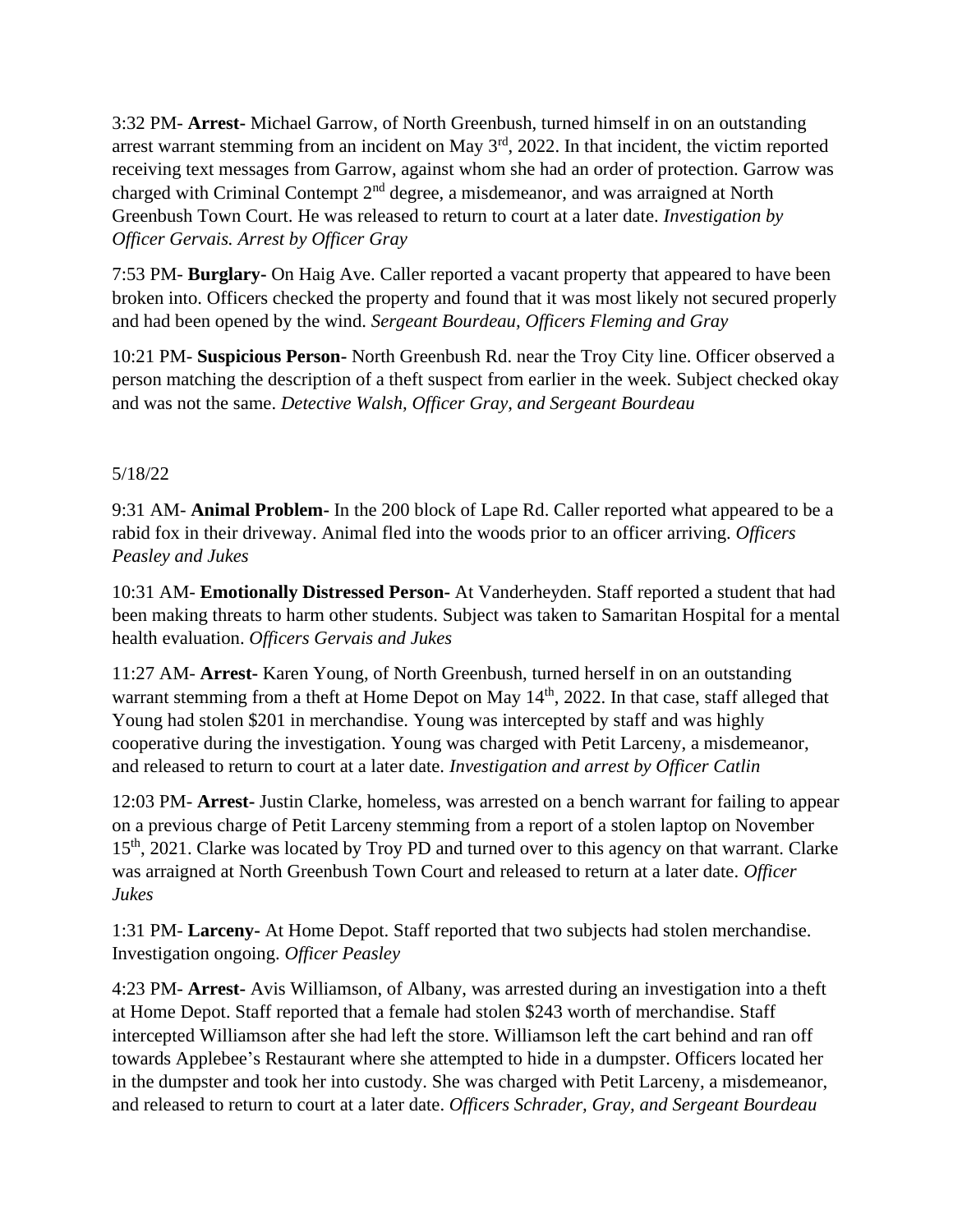3:32 PM- **Arrest-** Michael Garrow, of North Greenbush, turned himself in on an outstanding arrest warrant stemming from an incident on May 3rd, 2022. In that incident, the victim reported receiving text messages from Garrow, against whom she had an order of protection. Garrow was charged with Criminal Contempt 2nd degree, a misdemeanor, and was arraigned at North Greenbush Town Court. He was released to return to court at a later date. *Investigation by Officer Gervais. Arrest by Officer Gray*

7:53 PM- **Burglary-** On Haig Ave. Caller reported a vacant property that appeared to have been broken into. Officers checked the property and found that it was most likely not secured properly and had been opened by the wind. *Sergeant Bourdeau, Officers Fleming and Gray*

10:21 PM- **Suspicious Person-** North Greenbush Rd. near the Troy City line. Officer observed a person matching the description of a theft suspect from earlier in the week. Subject checked okay and was not the same. *Detective Walsh, Officer Gray, and Sergeant Bourdeau*

5/18/22

9:31 AM- **Animal Problem-** In the 200 block of Lape Rd. Caller reported what appeared to be a rabid fox in their driveway. Animal fled into the woods prior to an officer arriving. *Officers Peasley and Jukes*

10:31 AM- **Emotionally Distressed Person-** At Vanderheyden. Staff reported a student that had been making threats to harm other students. Subject was taken to Samaritan Hospital for a mental health evaluation. *Officers Gervais and Jukes*

11:27 AM- **Arrest-** Karen Young, of North Greenbush, turned herself in on an outstanding warrant stemming from a theft at Home Depot on May 14th, 2022. In that case, staff alleged that Young had stolen $201 in merchandise. Young was intercepted by staff and was highly cooperative during the investigation. Young was charged with Petit Larceny, a misdemeanor, and released to return to court at a later date. *Investigation and arrest by Officer Catlin*

12:03 PM- **Arrest-** Justin Clarke, homeless, was arrested on a bench warrant for failing to appear on a previous charge of Petit Larceny stemming from a report of a stolen laptop on November 15th, 2021. Clarke was located by Troy PD and turned over to this agency on that warrant. Clarke was arraigned at North Greenbush Town Court and released to return at a later date. *Officer Jukes*

1:31 PM- **Larceny-** At Home Depot. Staff reported that two subjects had stolen merchandise. Investigation ongoing. *Officer Peasley*

4:23 PM- **Arrest-** Avis Williamson, of Albany, was arrested during an investigation into a theft at Home Depot. Staff reported that a female had stolen $243 worth of merchandise. Staff intercepted Williamson after she had left the store. Williamson left the cart behind and ran off towards Applebee's Restaurant where she attempted to hide in a dumpster. Officers located her in the dumpster and took her into custody. She was charged with Petit Larceny, a misdemeanor, and released to return to court at a later date. *Officers Schrader, Gray, and Sergeant Bourdeau*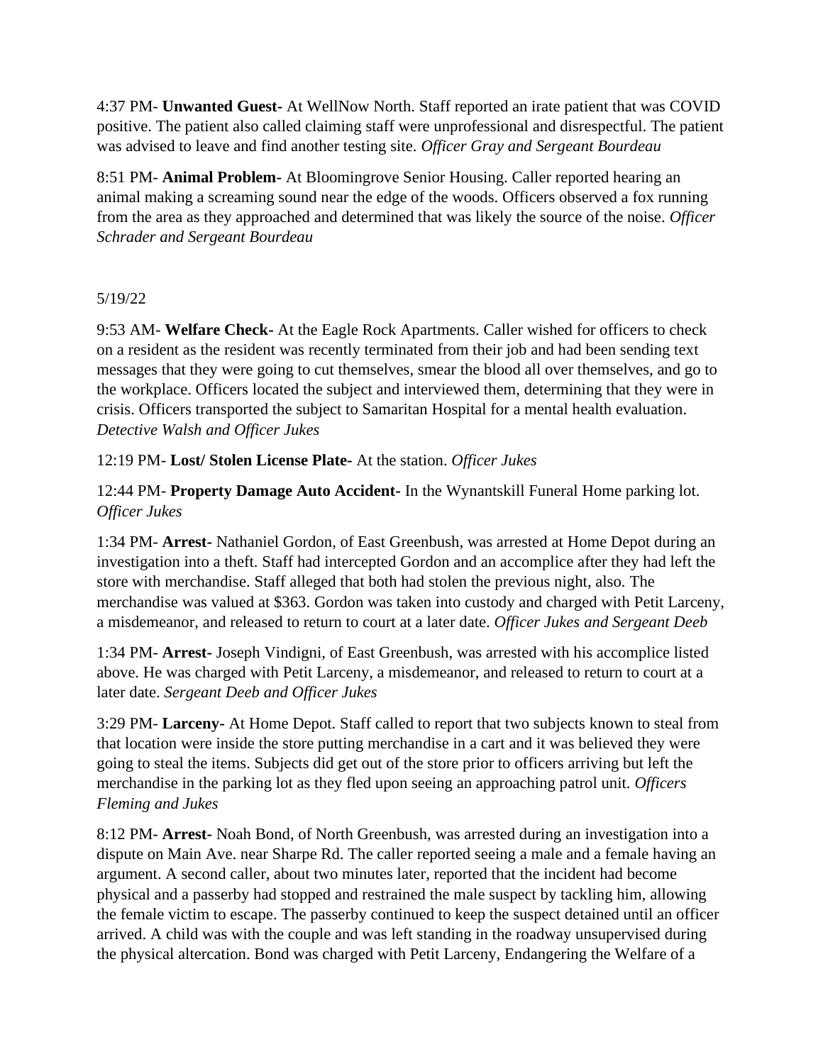4:37 PM- **Unwanted Guest-** At WellNow North. Staff reported an irate patient that was COVID positive. The patient also called claiming staff were unprofessional and disrespectful. The patient was advised to leave and find another testing site. *Officer Gray and Sergeant Bourdeau*

8:51 PM- **Animal Problem-** At Bloomingrove Senior Housing. Caller reported hearing an animal making a screaming sound near the edge of the woods. Officers observed a fox running from the area as they approached and determined that was likely the source of the noise. *Officer Schrader and Sergeant Bourdeau*

5/19/22

9:53 AM- **Welfare Check-** At the Eagle Rock Apartments. Caller wished for officers to check on a resident as the resident was recently terminated from their job and had been sending text messages that they were going to cut themselves, smear the blood all over themselves, and go to the workplace. Officers located the subject and interviewed them, determining that they were in crisis. Officers transported the subject to Samaritan Hospital for a mental health evaluation. *Detective Walsh and Officer Jukes*

12:19 PM- **Lost/ Stolen License Plate-** At the station. *Officer Jukes*

12:44 PM- **Property Damage Auto Accident-** In the Wynantskill Funeral Home parking lot. *Officer Jukes*

1:34 PM- **Arrest-** Nathaniel Gordon, of East Greenbush, was arrested at Home Depot during an investigation into a theft. Staff had intercepted Gordon and an accomplice after they had left the store with merchandise. Staff alleged that both had stolen the previous night, also. The merchandise was valued at $363. Gordon was taken into custody and charged with Petit Larceny, a misdemeanor, and released to return to court at a later date. *Officer Jukes and Sergeant Deeb*

1:34 PM- **Arrest-** Joseph Vindigni, of East Greenbush, was arrested with his accomplice listed above. He was charged with Petit Larceny, a misdemeanor, and released to return to court at a later date. *Sergeant Deeb and Officer Jukes*

3:29 PM- **Larceny-** At Home Depot. Staff called to report that two subjects known to steal from that location were inside the store putting merchandise in a cart and it was believed they were going to steal the items. Subjects did get out of the store prior to officers arriving but left the merchandise in the parking lot as they fled upon seeing an approaching patrol unit. *Officers Fleming and Jukes*

8:12 PM- **Arrest-** Noah Bond, of North Greenbush, was arrested during an investigation into a dispute on Main Ave. near Sharpe Rd. The caller reported seeing a male and a female having an argument. A second caller, about two minutes later, reported that the incident had become physical and a passerby had stopped and restrained the male suspect by tackling him, allowing the female victim to escape. The passerby continued to keep the suspect detained until an officer arrived. A child was with the couple and was left standing in the roadway unsupervised during the physical altercation. Bond was charged with Petit Larceny, Endangering the Welfare of a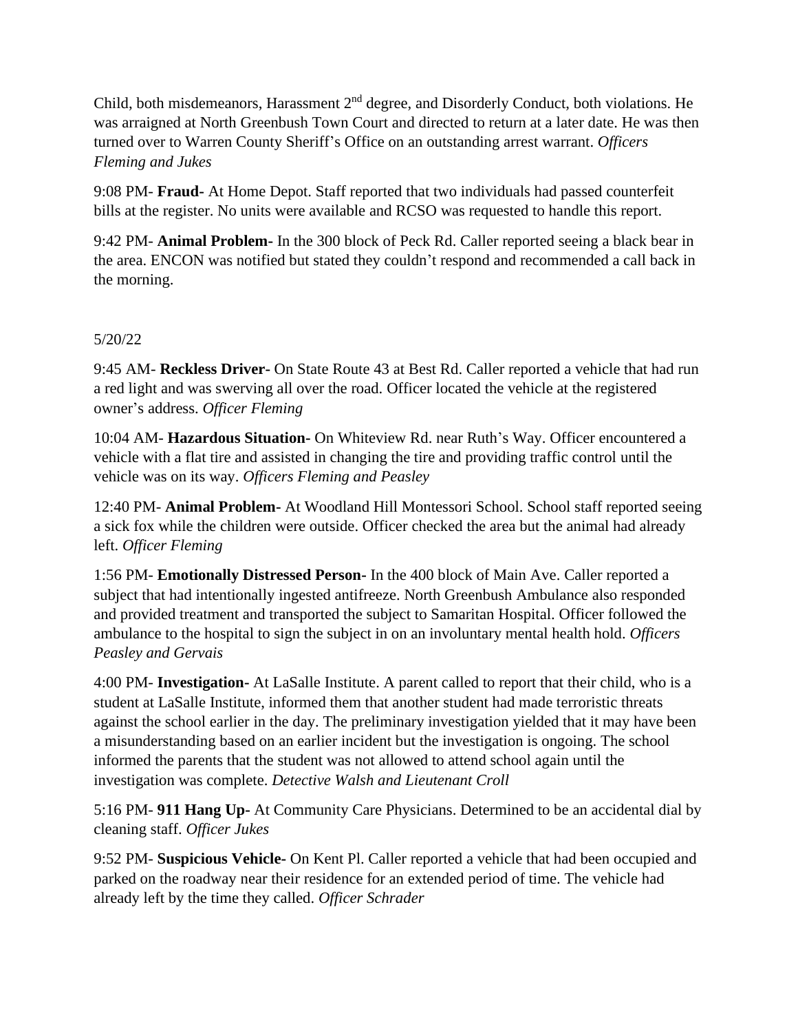Child, both misdemeanors, Harassment 2nd degree, and Disorderly Conduct, both violations. He was arraigned at North Greenbush Town Court and directed to return at a later date. He was then turned over to Warren County Sheriff's Office on an outstanding arrest warrant. *Officers Fleming and Jukes*

9:08 PM- **Fraud-** At Home Depot. Staff reported that two individuals had passed counterfeit bills at the register. No units were available and RCSO was requested to handle this report.

9:42 PM- **Animal Problem-** In the 300 block of Peck Rd. Caller reported seeing a black bear in the area. ENCON was notified but stated they couldn't respond and recommended a call back in the morning.

5/20/22

9:45 AM- **Reckless Driver-** On State Route 43 at Best Rd. Caller reported a vehicle that had run a red light and was swerving all over the road. Officer located the vehicle at the registered owner's address. *Officer Fleming*

10:04 AM- **Hazardous Situation-** On Whiteview Rd. near Ruth's Way. Officer encountered a vehicle with a flat tire and assisted in changing the tire and providing traffic control until the vehicle was on its way. *Officers Fleming and Peasley*

12:40 PM- **Animal Problem-** At Woodland Hill Montessori School. School staff reported seeing a sick fox while the children were outside. Officer checked the area but the animal had already left. *Officer Fleming*

1:56 PM- **Emotionally Distressed Person-** In the 400 block of Main Ave. Caller reported a subject that had intentionally ingested antifreeze. North Greenbush Ambulance also responded and provided treatment and transported the subject to Samaritan Hospital. Officer followed the ambulance to the hospital to sign the subject in on an involuntary mental health hold. *Officers Peasley and Gervais*

4:00 PM- **Investigation-** At LaSalle Institute. A parent called to report that their child, who is a student at LaSalle Institute, informed them that another student had made terroristic threats against the school earlier in the day. The preliminary investigation yielded that it may have been a misunderstanding based on an earlier incident but the investigation is ongoing. The school informed the parents that the student was not allowed to attend school again until the investigation was complete. *Detective Walsh and Lieutenant Croll*

5:16 PM- **911 Hang Up-** At Community Care Physicians. Determined to be an accidental dial by cleaning staff. *Officer Jukes*

9:52 PM- **Suspicious Vehicle-** On Kent Pl. Caller reported a vehicle that had been occupied and parked on the roadway near their residence for an extended period of time. The vehicle had already left by the time they called. *Officer Schrader*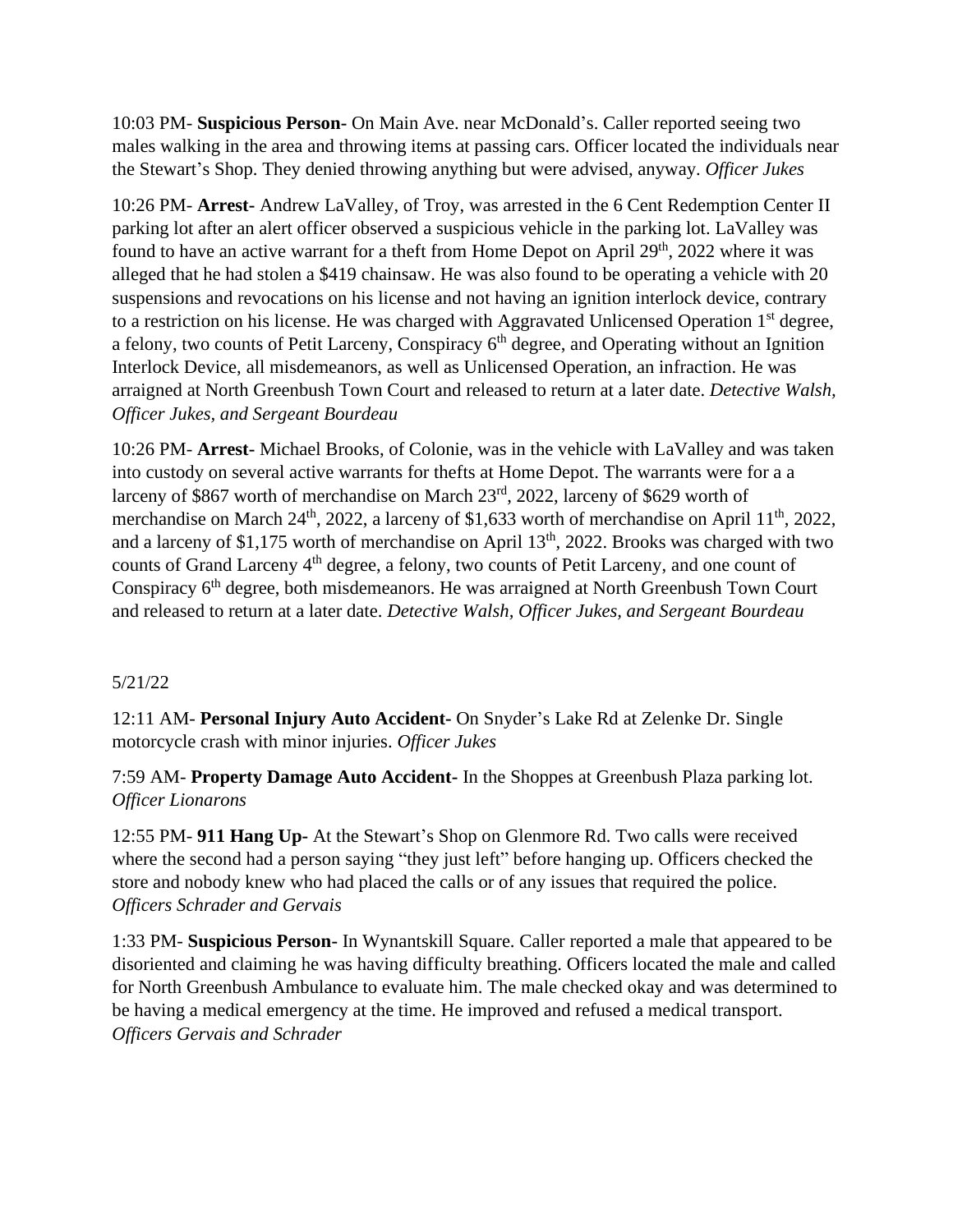10:03 PM- **Suspicious Person-** On Main Ave. near McDonald's. Caller reported seeing two males walking in the area and throwing items at passing cars. Officer located the individuals near the Stewart's Shop. They denied throwing anything but were advised, anyway. *Officer Jukes*

10:26 PM- **Arrest-** Andrew LaValley, of Troy, was arrested in the 6 Cent Redemption Center II parking lot after an alert officer observed a suspicious vehicle in the parking lot. LaValley was found to have an active warrant for a theft from Home Depot on April 29th, 2022 where it was alleged that he had stolen a $419 chainsaw. He was also found to be operating a vehicle with 20 suspensions and revocations on his license and not having an ignition interlock device, contrary to a restriction on his license. He was charged with Aggravated Unlicensed Operation 1st degree, a felony, two counts of Petit Larceny, Conspiracy 6th degree, and Operating without an Ignition Interlock Device, all misdemeanors, as well as Unlicensed Operation, an infraction. He was arraigned at North Greenbush Town Court and released to return at a later date. *Detective Walsh, Officer Jukes, and Sergeant Bourdeau*

10:26 PM- **Arrest-** Michael Brooks, of Colonie, was in the vehicle with LaValley and was taken into custody on several active warrants for thefts at Home Depot. The warrants were for a a larceny of $867 worth of merchandise on March 23rd, 2022, larceny of $629 worth of merchandise on March 24th, 2022, a larceny of $1,633 worth of merchandise on April 11th, 2022, and a larceny of $1,175 worth of merchandise on April 13th, 2022. Brooks was charged with two counts of Grand Larceny 4th degree, a felony, two counts of Petit Larceny, and one count of Conspiracy 6th degree, both misdemeanors. He was arraigned at North Greenbush Town Court and released to return at a later date. *Detective Walsh, Officer Jukes, and Sergeant Bourdeau*

5/21/22

12:11 AM- **Personal Injury Auto Accident-** On Snyder's Lake Rd at Zelenke Dr. Single motorcycle crash with minor injuries. *Officer Jukes*

7:59 AM- **Property Damage Auto Accident-** In the Shoppes at Greenbush Plaza parking lot. *Officer Lionarons*

12:55 PM- **911 Hang Up-** At the Stewart's Shop on Glenmore Rd. Two calls were received where the second had a person saying "they just left" before hanging up. Officers checked the store and nobody knew who had placed the calls or of any issues that required the police. *Officers Schrader and Gervais*

1:33 PM- **Suspicious Person-** In Wynantskill Square. Caller reported a male that appeared to be disoriented and claiming he was having difficulty breathing. Officers located the male and called for North Greenbush Ambulance to evaluate him. The male checked okay and was determined to be having a medical emergency at the time. He improved and refused a medical transport. *Officers Gervais and Schrader*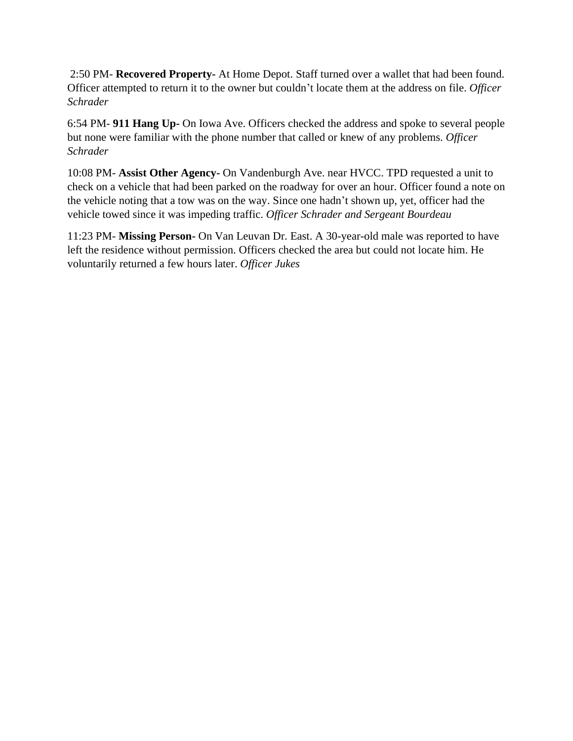2:50 PM- **Recovered Property-** At Home Depot. Staff turned over a wallet that had been found. Officer attempted to return it to the owner but couldn't locate them at the address on file. *Officer Schrader*

6:54 PM- **911 Hang Up-** On Iowa Ave. Officers checked the address and spoke to several people but none were familiar with the phone number that called or knew of any problems. *Officer Schrader*

10:08 PM- **Assist Other Agency-** On Vandenburgh Ave. near HVCC. TPD requested a unit to check on a vehicle that had been parked on the roadway for over an hour. Officer found a note on the vehicle noting that a tow was on the way. Since one hadn't shown up, yet, officer had the vehicle towed since it was impeding traffic. *Officer Schrader and Sergeant Bourdeau*

11:23 PM- **Missing Person-** On Van Leuvan Dr. East. A 30-year-old male was reported to have left the residence without permission. Officers checked the area but could not locate him. He voluntarily returned a few hours later. *Officer Jukes*